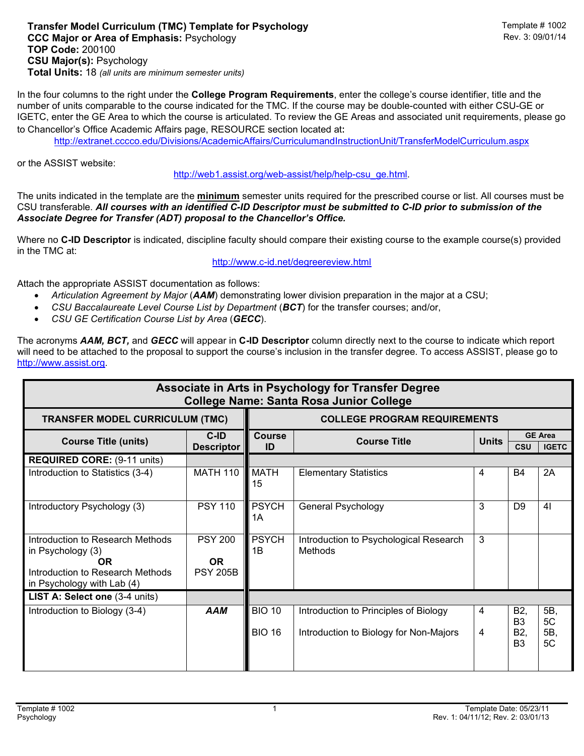**Transfer Model Curriculum (TMC) Template for Psychology**
**CCC Major or Area of Emphasis:** Psychology
**TOP Code:** 200100
**CSU Major(s):** Psychology
**Total Units:** 18 *(all units are minimum semester units)*

Template # 1002
Rev. 3: 09/01/14

In the four columns to the right under the **College Program Requirements**, enter the college's course identifier, title and the number of units comparable to the course indicated for the TMC. If the course may be double-counted with either CSU-GE or IGETC, enter the GE Area to which the course is articulated. To review the GE Areas and associated unit requirements, please go to Chancellor's Office Academic Affairs page, RESOURCE section located at**:**

http://extranet.cccco.edu/Divisions/AcademicAffairs/CurriculumandInstructionUnit/TransferModelCurriculum.aspx

or the ASSIST website:

http://web1.assist.org/web-assist/help/help-csu_ge.html.

The units indicated in the template are the **minimum** semester units required for the prescribed course or list. All courses must be CSU transferable. ***All courses with an identified C-ID Descriptor must be submitted to C-ID prior to submission of the Associate Degree for Transfer (ADT) proposal to the Chancellor's Office.***

Where no **C-ID Descriptor** is indicated, discipline faculty should compare their existing course to the example course(s) provided in the TMC at:

http://www.c-id.net/degreereview.html

Attach the appropriate ASSIST documentation as follows:

- *Articulation Agreement by Major* (***AAM***) demonstrating lower division preparation in the major at a CSU;
- *CSU Baccalaureate Level Course List by Department* (***BCT***) for the transfer courses; and/or,
- *CSU GE Certification Course List by Area* (***GECC***).

The acronyms ***AAM, BCT,*** and ***GECC*** will appear in **C-ID Descriptor** column directly next to the course to indicate which report will need to be attached to the proposal to support the course's inclusion in the transfer degree. To access ASSIST, please go to http://www.assist.org.

| **Associate in Arts in Psychology for Transfer Degree<br>College Name: Santa Rosa Junior College** | | | | | | |
|---|---|---|---|---|---|---|
| **TRANSFER MODEL CURRICULUM (TMC)** | | **COLLEGE PROGRAM REQUIREMENTS** | | | | |
| **Course Title (units)** | **C-ID Descriptor** | **Course ID** | **Course Title** | **Units** | **GE Area CSU** | **GE Area IGETC** |
| **REQUIRED CORE:** (9-11 units) | | | | | | |
| Introduction to Statistics (3-4) | MATH 110 | MATH 15 | Elementary Statistics | 4 | B4 | 2A |
| Introductory Psychology (3) | PSY 110 | PSYCH 1A | General Psychology | 3 | D9 | 4I |
| Introduction to Research Methods in Psychology (3)<br>**OR**<br>Introduction to Research Methods in Psychology with Lab (4) | PSY 200<br>**OR**<br>PSY 205B | PSYCH 1B | Introduction to Psychological Research Methods | 3 | | |
| **LIST A: Select one** (3-4 units) | | | | | | |
| Introduction to Biology (3-4) | ***AAM*** | BIO 10<br><br>BIO 16 | Introduction to Principles of Biology<br><br>Introduction to Biology for Non-Majors | 4<br><br>4 | B2, B3<br><br>B2, B3 | 5B, 5C<br><br>5B, 5C |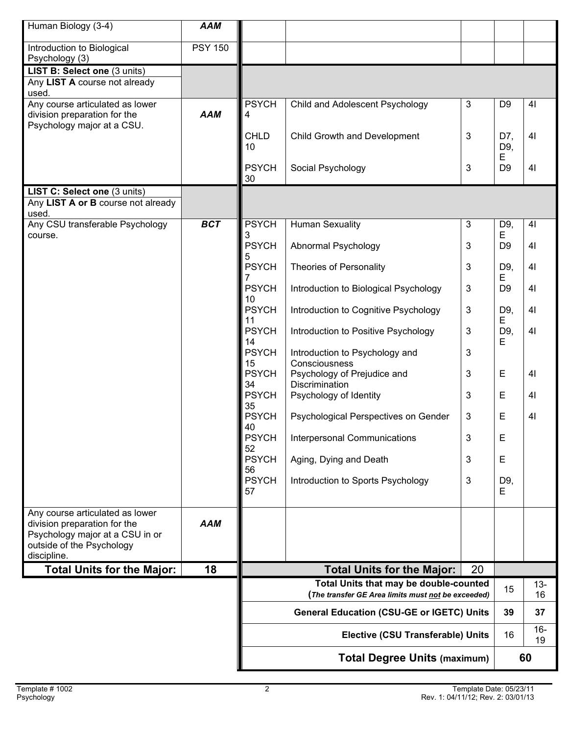| | | | | | | |
|---|---|---|---|---|---|---|
| Human Biology (3-4) | ***AAM*** | | | | | |
| Introduction to Biological Psychology (3) | PSY 150 | | | | | |
| **LIST B: Select one** (3 units) Any **LIST A** course not already used. | | | | | | |
| Any course articulated as lower division preparation for the Psychology major at a CSU. | ***AAM*** | PSYCH 4 | Child and Adolescent Psychology | 3 | D9 | 4I |
| | | CHLD 10 | Child Growth and Development | 3 | D7, D9, E | 4I |
| | | PSYCH 30 | Social Psychology | 3 | D9 | 4I |
| **LIST C: Select one** (3 units) Any **LIST A or B** course not already used. | | | | | | |
| Any CSU transferable Psychology course. | ***BCT*** | PSYCH 3 | Human Sexuality | 3 | D9, E | 4I |
| | | PSYCH 5 | Abnormal Psychology | 3 | D9 | 4I |
| | | PSYCH 7 | Theories of Personality | 3 | D9, E | 4I |
| | | PSYCH 10 | Introduction to Biological Psychology | 3 | D9 | 4I |
| | | PSYCH 11 | Introduction to Cognitive Psychology | 3 | D9, E | 4I |
| | | PSYCH 14 | Introduction to Positive Psychology | 3 | D9, E | 4I |
| | | PSYCH 15 | Introduction to Psychology and Consciousness | 3 | | |
| | | PSYCH 34 | Psychology of Prejudice and Discrimination | 3 | E | 4I |
| | | PSYCH 35 | Psychology of Identity | 3 | E | 4I |
| | | PSYCH 40 | Psychological Perspectives on Gender | 3 | E | 4I |
| | | PSYCH 52 | Interpersonal Communications | 3 | E | |
| | | PSYCH 56 | Aging, Dying and Death | 3 | E | |
| | | PSYCH 57 | Introduction to Sports Psychology | 3 | D9, E | |
| Any course articulated as lower division preparation for the Psychology major at a CSU in or outside of the Psychology discipline. | ***AAM*** | | | | | |
| **Total Units for the Major:** | **18** | | **Total Units for the Major:** | 20 | | |
| | | | **Total Units that may be double-counted** (*The transfer GE Area limits must __not__ be exceeded*) | | 15 | 13-16 |
| | | | **General Education (CSU-GE or IGETC) Units** | | **39** | **37** |
| | | | **Elective (CSU Transferable) Units** | | 16 | 16-19 |
| | | | **Total Degree Units (maximum)** | | **60** | |

Template # 1002
Psychology

Template Date: 05/23/11
Rev. 1: 04/11/12; Rev. 2: 03/01/13